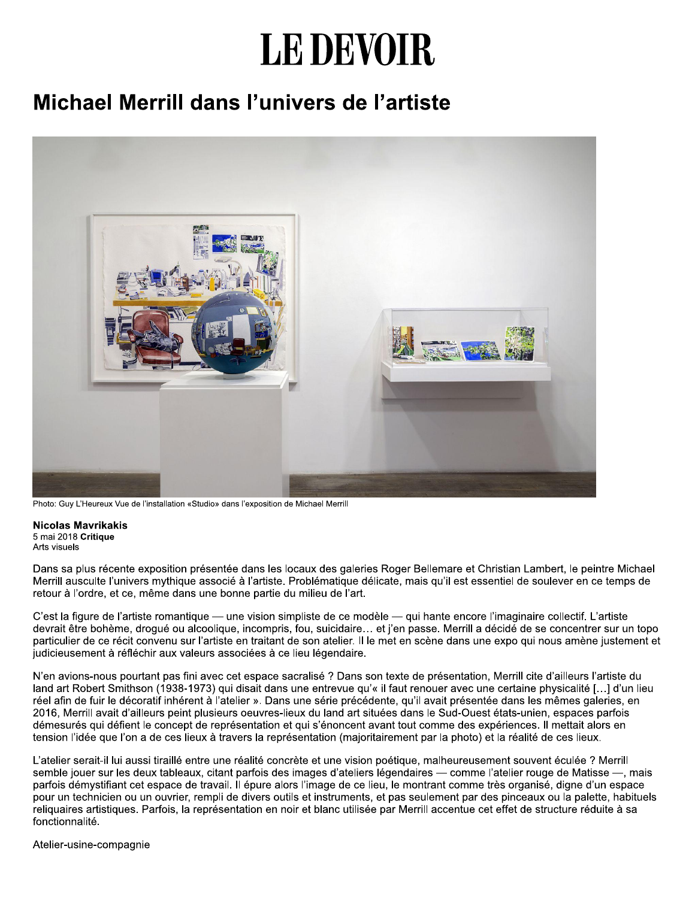# LE DEVOIR

## Michael Merrill dans l'univers de l'artiste

Photo: Guy L'Heureux Vue de l'installation «Studio» dans l'exposition de Michael Merrill

**Nicolas Mavrikakis**
5 mai 2018 **Critique**
Arts visuels

Dans sa plus récente exposition présentée dans les locaux des galeries Roger Bellemare et Christian Lambert, le peintre Michael Merrill ausculte l'univers mythique associé à l'artiste. Problématique délicate, mais qu'il est essentiel de soulever en ce temps de retour à l'ordre, et ce, même dans une bonne partie du milieu de l'art.

C'est la figure de l'artiste romantique — une vision simpliste de ce modèle — qui hante encore l'imaginaire collectif. L'artiste devrait être bohème, drogué ou alcoolique, incompris, fou, suicidaire… et j'en passe. Merrill a décidé de se concentrer sur un topo particulier de ce récit convenu sur l'artiste en traitant de son atelier. Il le met en scène dans une expo qui nous amène justement et judicieusement à réfléchir aux valeurs associées à ce lieu légendaire.

N'en avions-nous pourtant pas fini avec cet espace sacralisé ? Dans son texte de présentation, Merrill cite d'ailleurs l'artiste du land art Robert Smithson (1938-1973) qui disait dans une entrevue qu'« il faut renouer avec une certaine physicalité […] d'un lieu réel afin de fuir le décoratif inhérent à l'atelier ». Dans une série précédente, qu'il avait présentée dans les mêmes galeries, en 2016, Merrill avait d'ailleurs peint plusieurs oeuvres-lieux du land art situées dans le Sud-Ouest états-unien, espaces parfois démesurés qui défient le concept de représentation et qui s'énoncent avant tout comme des expériences. Il mettait alors en tension l'idée que l'on a de ces lieux à travers la représentation (majoritairement par la photo) et la réalité de ces lieux.

L'atelier serait-il lui aussi tiraillé entre une réalité concrète et une vision poétique, malheureusement souvent éculée ? Merrill semble jouer sur les deux tableaux, citant parfois des images d'ateliers légendaires — comme l'atelier rouge de Matisse —, mais parfois démystifiant cet espace de travail. Il épure alors l'image de ce lieu, le montrant comme très organisé, digne d'un espace pour un technicien ou un ouvrier, rempli de divers outils et instruments, et pas seulement par des pinceaux ou la palette, habituels reliquaires artistiques. Parfois, la représentation en noir et blanc utilisée par Merrill accentue cet effet de structure réduite à sa fonctionnalité.

Atelier-usine-compagnie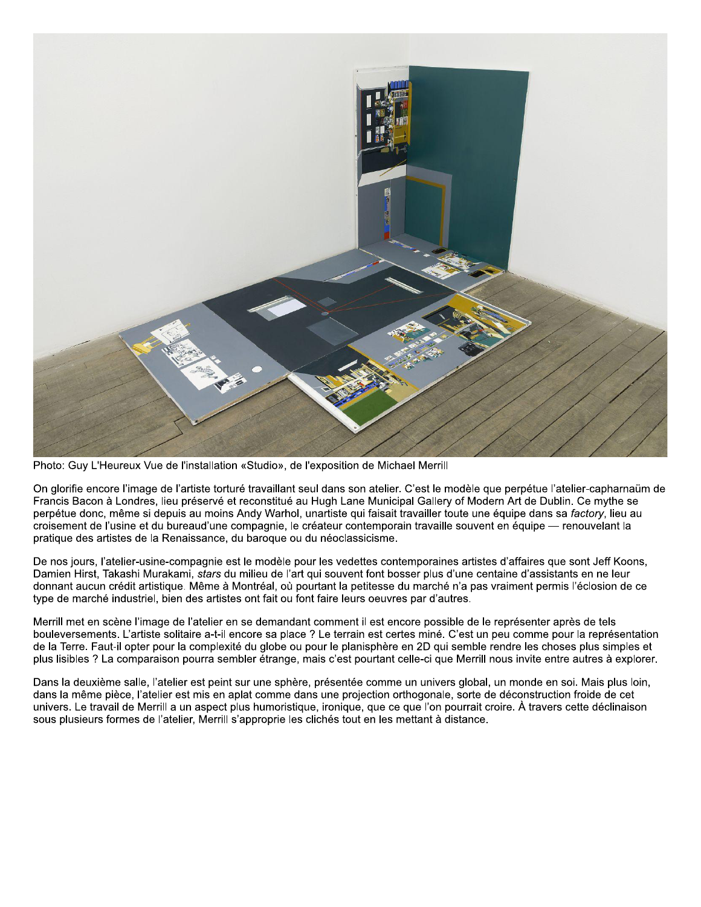Photo: Guy L'Heureux Vue de l'installation «Studio», de l'exposition de Michael Merrill

On glorifie encore l'image de l'artiste torturé travaillant seul dans son atelier. C'est le modèle que perpétue l'atelier-capharnaüm de Francis Bacon à Londres, lieu préservé et reconstitué au Hugh Lane Municipal Gallery of Modern Art de Dublin. Ce mythe se perpétue donc, même si depuis au moins Andy Warhol, unartiste qui faisait travailler toute une équipe dans sa *factory*, lieu au croisement de l'usine et du bureaud'une compagnie, le créateur contemporain travaille souvent en équipe — renouvelant la pratique des artistes de la Renaissance, du baroque ou du néoclassicisme.

De nos jours, l'atelier-usine-compagnie est le modèle pour les vedettes contemporaines artistes d'affaires que sont Jeff Koons, Damien Hirst, Takashi Murakami, *stars* du milieu de l'art qui souvent font bosser plus d'une centaine d'assistants en ne leur donnant aucun crédit artistique. Même à Montréal, où pourtant la petitesse du marché n'a pas vraiment permis l'éclosion de ce type de marché industriel, bien des artistes ont fait ou font faire leurs oeuvres par d'autres.

Merrill met en scène l'image de l'atelier en se demandant comment il est encore possible de le représenter après de tels bouleversements. L'artiste solitaire a-t-il encore sa place ? Le terrain est certes miné. C'est un peu comme pour la représentation de la Terre. Faut-il opter pour la complexité du globe ou pour le planisphère en 2D qui semble rendre les choses plus simples et plus lisibles ? La comparaison pourra sembler étrange, mais c'est pourtant celle-ci que Merrill nous invite entre autres à explorer.

Dans la deuxième salle, l'atelier est peint sur une sphère, présentée comme un univers global, un monde en soi. Mais plus loin, dans la même pièce, l'atelier est mis en aplat comme dans une projection orthogonale, sorte de déconstruction froide de cet univers. Le travail de Merrill a un aspect plus humoristique, ironique, que ce que l'on pourrait croire. À travers cette déclinaison sous plusieurs formes de l'atelier, Merrill s'approprie les clichés tout en les mettant à distance.